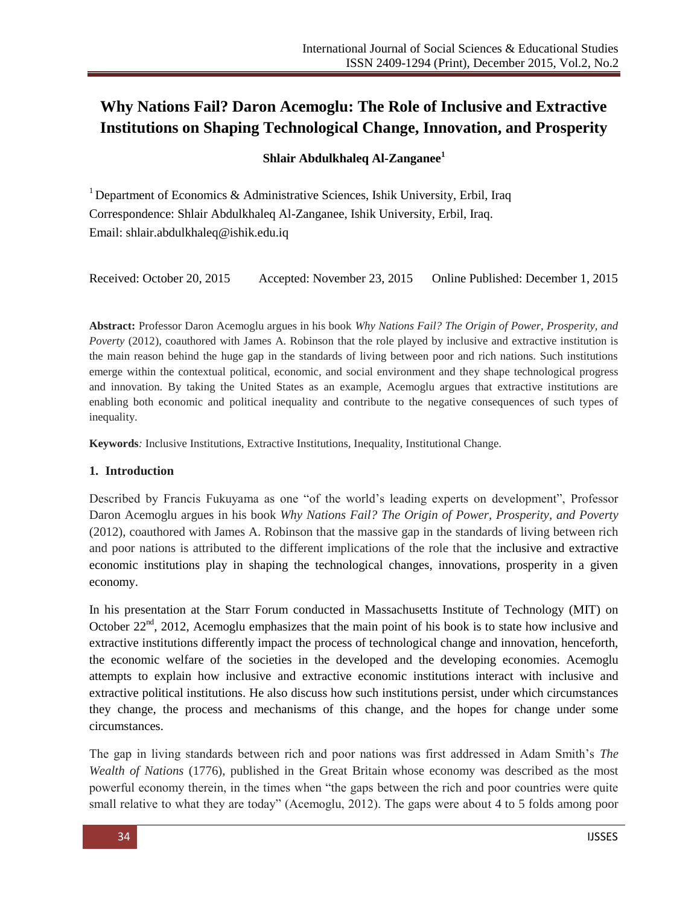# Why Nations Fail? Daron Acemoglu: The Role of Inclusive and Extractive Institutions on Shaping Technological Change, Innovation, and Prosperity

**Shlair Abdulkhaleq Al-Zanganee**[1]

[1] Department of Economics & Administrative Sciences, Ishik University, Erbil, Iraq

Correspondence: Shlair Abdulkhaleq Al-Zanganee, Ishik University, Erbil, Iraq.

Email: shlair.abdulkhaleq@ishik.edu.iq

Received: October 20, 2015 Accepted: November 23, 2015 Online Published: December 1, 2015

**Abstract:** Professor Daron Acemoglu argues in his book *Why Nations Fail? The Origin of Power, Prosperity, and Poverty* (2012), coauthored with James A. Robinson that the role played by inclusive and extractive institution is the main reason behind the huge gap in the standards of living between poor and rich nations. Such institutions emerge within the contextual political, economic, and social environment and they shape technological progress and innovation. By taking the United States as an example, Acemoglu argues that extractive institutions are enabling both economic and political inequality and contribute to the negative consequences of such types of inequality.

**Keywords***:* Inclusive Institutions, Extractive Institutions, Inequality, Institutional Change.

## 1. Introduction

Described by Francis Fukuyama as one "of the world's leading experts on development", Professor Daron Acemoglu argues in his book *Why Nations Fail? The Origin of Power, Prosperity, and Poverty* (2012), coauthored with James A. Robinson that the massive gap in the standards of living between rich and poor nations is attributed to the different implications of the role that the inclusive and extractive economic institutions play in shaping the technological changes, innovations, prosperity in a given economy.

In his presentation at the Starr Forum conducted in Massachusetts Institute of Technology (MIT) on October 22nd, 2012, Acemoglu emphasizes that the main point of his book is to state how inclusive and extractive institutions differently impact the process of technological change and innovation, henceforth, the economic welfare of the societies in the developed and the developing economies. Acemoglu attempts to explain how inclusive and extractive economic institutions interact with inclusive and extractive political institutions. He also discuss how such institutions persist, under which circumstances they change, the process and mechanisms of this change, and the hopes for change under some circumstances.

The gap in living standards between rich and poor nations was first addressed in Adam Smith's *The Wealth of Nations* (1776), published in the Great Britain whose economy was described as the most powerful economy therein, in the times when "the gaps between the rich and poor countries were quite small relative to what they are today" (Acemoglu, 2012). The gaps were about 4 to 5 folds among poor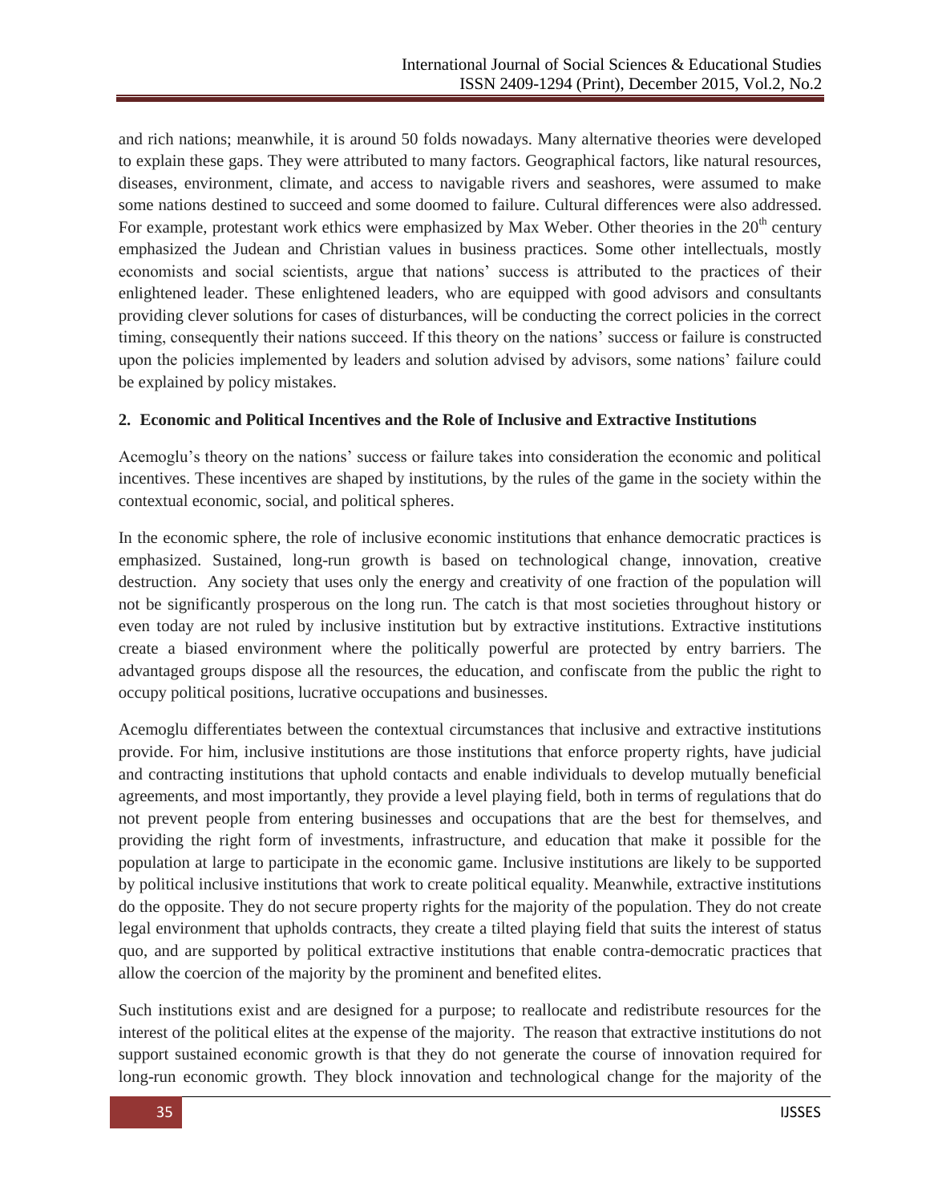and rich nations; meanwhile, it is around 50 folds nowadays. Many alternative theories were developed to explain these gaps. They were attributed to many factors. Geographical factors, like natural resources, diseases, environment, climate, and access to navigable rivers and seashores, were assumed to make some nations destined to succeed and some doomed to failure. Cultural differences were also addressed. For example, protestant work ethics were emphasized by Max Weber. Other theories in the 20th century emphasized the Judean and Christian values in business practices. Some other intellectuals, mostly economists and social scientists, argue that nations' success is attributed to the practices of their enlightened leader. These enlightened leaders, who are equipped with good advisors and consultants providing clever solutions for cases of disturbances, will be conducting the correct policies in the correct timing, consequently their nations succeed. If this theory on the nations' success or failure is constructed upon the policies implemented by leaders and solution advised by advisors, some nations' failure could be explained by policy mistakes.

## 2. Economic and Political Incentives and the Role of Inclusive and Extractive Institutions

Acemoglu's theory on the nations' success or failure takes into consideration the economic and political incentives. These incentives are shaped by institutions, by the rules of the game in the society within the contextual economic, social, and political spheres.

In the economic sphere, the role of inclusive economic institutions that enhance democratic practices is emphasized. Sustained, long-run growth is based on technological change, innovation, creative destruction. Any society that uses only the energy and creativity of one fraction of the population will not be significantly prosperous on the long run. The catch is that most societies throughout history or even today are not ruled by inclusive institution but by extractive institutions. Extractive institutions create a biased environment where the politically powerful are protected by entry barriers. The advantaged groups dispose all the resources, the education, and confiscate from the public the right to occupy political positions, lucrative occupations and businesses.

Acemoglu differentiates between the contextual circumstances that inclusive and extractive institutions provide. For him, inclusive institutions are those institutions that enforce property rights, have judicial and contracting institutions that uphold contacts and enable individuals to develop mutually beneficial agreements, and most importantly, they provide a level playing field, both in terms of regulations that do not prevent people from entering businesses and occupations that are the best for themselves, and providing the right form of investments, infrastructure, and education that make it possible for the population at large to participate in the economic game. Inclusive institutions are likely to be supported by political inclusive institutions that work to create political equality. Meanwhile, extractive institutions do the opposite. They do not secure property rights for the majority of the population. They do not create legal environment that upholds contracts, they create a tilted playing field that suits the interest of status quo, and are supported by political extractive institutions that enable contra-democratic practices that allow the coercion of the majority by the prominent and benefited elites.

Such institutions exist and are designed for a purpose; to reallocate and redistribute resources for the interest of the political elites at the expense of the majority. The reason that extractive institutions do not support sustained economic growth is that they do not generate the course of innovation required for long-run economic growth. They block innovation and technological change for the majority of the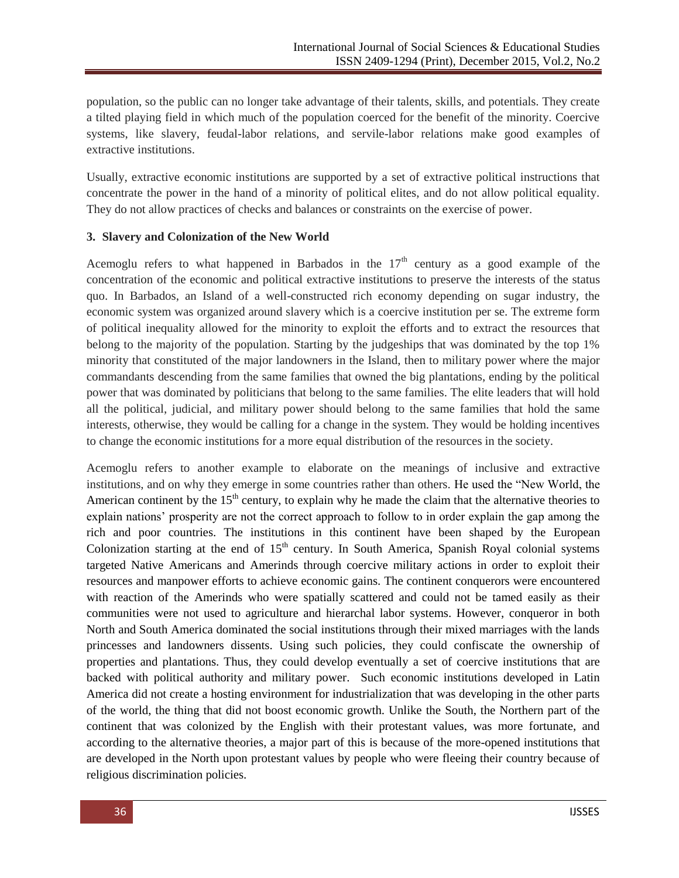population, so the public can no longer take advantage of their talents, skills, and potentials. They create a tilted playing field in which much of the population coerced for the benefit of the minority. Coercive systems, like slavery, feudal-labor relations, and servile-labor relations make good examples of extractive institutions.

Usually, extractive economic institutions are supported by a set of extractive political instructions that concentrate the power in the hand of a minority of political elites, and do not allow political equality. They do not allow practices of checks and balances or constraints on the exercise of power.

**3. Slavery and Colonization of the New World**

Acemoglu refers to what happened in Barbados in the 17th century as a good example of the concentration of the economic and political extractive institutions to preserve the interests of the status quo. In Barbados, an Island of a well-constructed rich economy depending on sugar industry, the economic system was organized around slavery which is a coercive institution per se. The extreme form of political inequality allowed for the minority to exploit the efforts and to extract the resources that belong to the majority of the population. Starting by the judgeships that was dominated by the top 1% minority that constituted of the major landowners in the Island, then to military power where the major commandants descending from the same families that owned the big plantations, ending by the political power that was dominated by politicians that belong to the same families. The elite leaders that will hold all the political, judicial, and military power should belong to the same families that hold the same interests, otherwise, they would be calling for a change in the system. They would be holding incentives to change the economic institutions for a more equal distribution of the resources in the society.

Acemoglu refers to another example to elaborate on the meanings of inclusive and extractive institutions, and on why they emerge in some countries rather than others. He used the "New World, the American continent by the 15th century, to explain why he made the claim that the alternative theories to explain nations' prosperity are not the correct approach to follow to in order explain the gap among the rich and poor countries. The institutions in this continent have been shaped by the European Colonization starting at the end of 15th century. In South America, Spanish Royal colonial systems targeted Native Americans and Amerinds through coercive military actions in order to exploit their resources and manpower efforts to achieve economic gains. The continent conquerors were encountered with reaction of the Amerinds who were spatially scattered and could not be tamed easily as their communities were not used to agriculture and hierarchal labor systems. However, conqueror in both North and South America dominated the social institutions through their mixed marriages with the lands princesses and landowners dissents. Using such policies, they could confiscate the ownership of properties and plantations. Thus, they could develop eventually a set of coercive institutions that are backed with political authority and military power. Such economic institutions developed in Latin America did not create a hosting environment for industrialization that was developing in the other parts of the world, the thing that did not boost economic growth. Unlike the South, the Northern part of the continent that was colonized by the English with their protestant values, was more fortunate, and according to the alternative theories, a major part of this is because of the more-opened institutions that are developed in the North upon protestant values by people who were fleeing their country because of religious discrimination policies.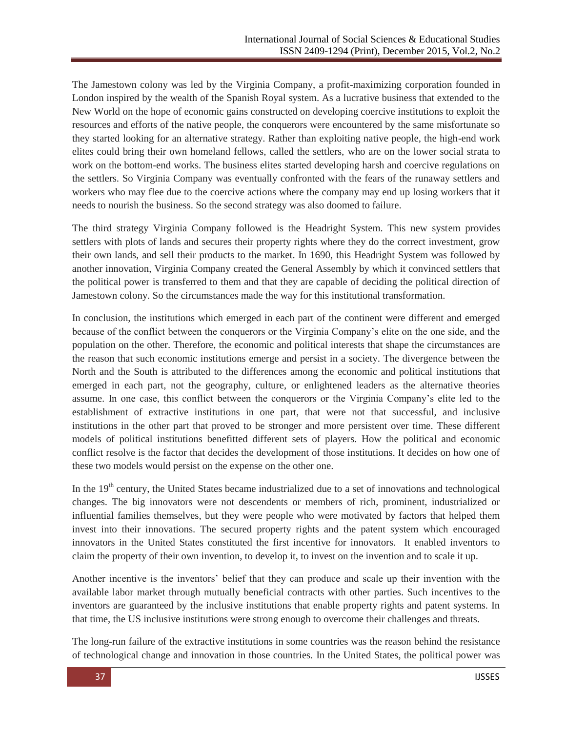The Jamestown colony was led by the Virginia Company, a profit-maximizing corporation founded in London inspired by the wealth of the Spanish Royal system. As a lucrative business that extended to the New World on the hope of economic gains constructed on developing coercive institutions to exploit the resources and efforts of the native people, the conquerors were encountered by the same misfortunate so they started looking for an alternative strategy. Rather than exploiting native people, the high-end work elites could bring their own homeland fellows, called the settlers, who are on the lower social strata to work on the bottom-end works. The business elites started developing harsh and coercive regulations on the settlers. So Virginia Company was eventually confronted with the fears of the runaway settlers and workers who may flee due to the coercive actions where the company may end up losing workers that it needs to nourish the business. So the second strategy was also doomed to failure.

The third strategy Virginia Company followed is the Headright System. This new system provides settlers with plots of lands and secures their property rights where they do the correct investment, grow their own lands, and sell their products to the market. In 1690, this Headright System was followed by another innovation, Virginia Company created the General Assembly by which it convinced settlers that the political power is transferred to them and that they are capable of deciding the political direction of Jamestown colony. So the circumstances made the way for this institutional transformation.

In conclusion, the institutions which emerged in each part of the continent were different and emerged because of the conflict between the conquerors or the Virginia Company's elite on the one side, and the population on the other. Therefore, the economic and political interests that shape the circumstances are the reason that such economic institutions emerge and persist in a society. The divergence between the North and the South is attributed to the differences among the economic and political institutions that emerged in each part, not the geography, culture, or enlightened leaders as the alternative theories assume. In one case, this conflict between the conquerors or the Virginia Company's elite led to the establishment of extractive institutions in one part, that were not that successful, and inclusive institutions in the other part that proved to be stronger and more persistent over time. These different models of political institutions benefitted different sets of players. How the political and economic conflict resolve is the factor that decides the development of those institutions. It decides on how one of these two models would persist on the expense on the other one.

In the 19th century, the United States became industrialized due to a set of innovations and technological changes. The big innovators were not descendents or members of rich, prominent, industrialized or influential families themselves, but they were people who were motivated by factors that helped them invest into their innovations. The secured property rights and the patent system which encouraged innovators in the United States constituted the first incentive for innovators. It enabled inventors to claim the property of their own invention, to develop it, to invest on the invention and to scale it up.

Another incentive is the inventors' belief that they can produce and scale up their invention with the available labor market through mutually beneficial contracts with other parties. Such incentives to the inventors are guaranteed by the inclusive institutions that enable property rights and patent systems. In that time, the US inclusive institutions were strong enough to overcome their challenges and threats.

The long-run failure of the extractive institutions in some countries was the reason behind the resistance of technological change and innovation in those countries. In the United States, the political power was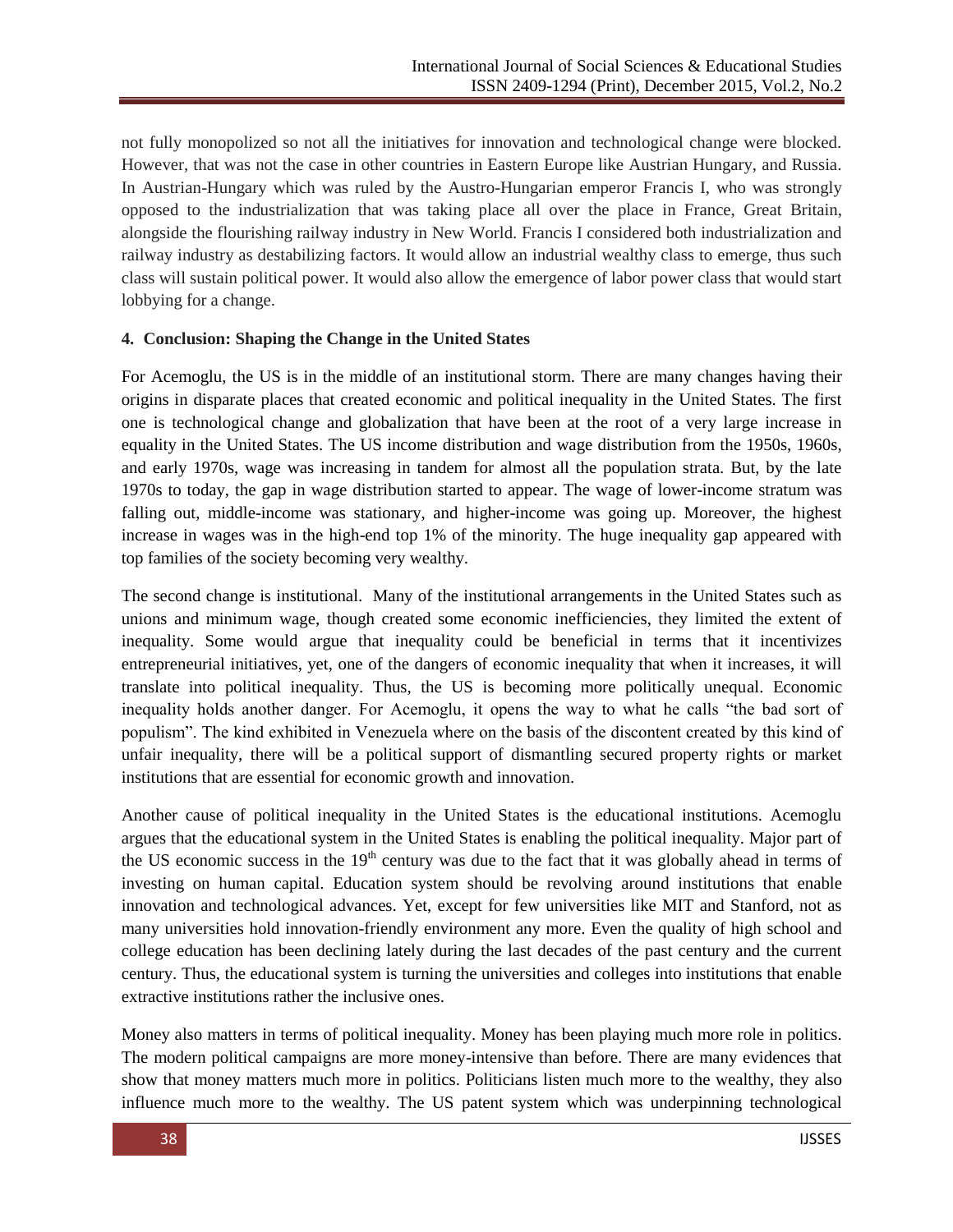not fully monopolized so not all the initiatives for innovation and technological change were blocked. However, that was not the case in other countries in Eastern Europe like Austrian Hungary, and Russia. In Austrian-Hungary which was ruled by the Austro-Hungarian emperor Francis I, who was strongly opposed to the industrialization that was taking place all over the place in France, Great Britain, alongside the flourishing railway industry in New World. Francis I considered both industrialization and railway industry as destabilizing factors. It would allow an industrial wealthy class to emerge, thus such class will sustain political power. It would also allow the emergence of labor power class that would start lobbying for a change.

## 4. Conclusion: Shaping the Change in the United States

For Acemoglu, the US is in the middle of an institutional storm. There are many changes having their origins in disparate places that created economic and political inequality in the United States. The first one is technological change and globalization that have been at the root of a very large increase in equality in the United States. The US income distribution and wage distribution from the 1950s, 1960s, and early 1970s, wage was increasing in tandem for almost all the population strata. But, by the late 1970s to today, the gap in wage distribution started to appear. The wage of lower-income stratum was falling out, middle-income was stationary, and higher-income was going up. Moreover, the highest increase in wages was in the high-end top 1% of the minority. The huge inequality gap appeared with top families of the society becoming very wealthy.

The second change is institutional. Many of the institutional arrangements in the United States such as unions and minimum wage, though created some economic inefficiencies, they limited the extent of inequality. Some would argue that inequality could be beneficial in terms that it incentivizes entrepreneurial initiatives, yet, one of the dangers of economic inequality that when it increases, it will translate into political inequality. Thus, the US is becoming more politically unequal. Economic inequality holds another danger. For Acemoglu, it opens the way to what he calls "the bad sort of populism". The kind exhibited in Venezuela where on the basis of the discontent created by this kind of unfair inequality, there will be a political support of dismantling secured property rights or market institutions that are essential for economic growth and innovation.

Another cause of political inequality in the United States is the educational institutions. Acemoglu argues that the educational system in the United States is enabling the political inequality. Major part of the US economic success in the 19th century was due to the fact that it was globally ahead in terms of investing on human capital. Education system should be revolving around institutions that enable innovation and technological advances. Yet, except for few universities like MIT and Stanford, not as many universities hold innovation-friendly environment any more. Even the quality of high school and college education has been declining lately during the last decades of the past century and the current century. Thus, the educational system is turning the universities and colleges into institutions that enable extractive institutions rather the inclusive ones.

Money also matters in terms of political inequality. Money has been playing much more role in politics. The modern political campaigns are more money-intensive than before. There are many evidences that show that money matters much more in politics. Politicians listen much more to the wealthy, they also influence much more to the wealthy. The US patent system which was underpinning technological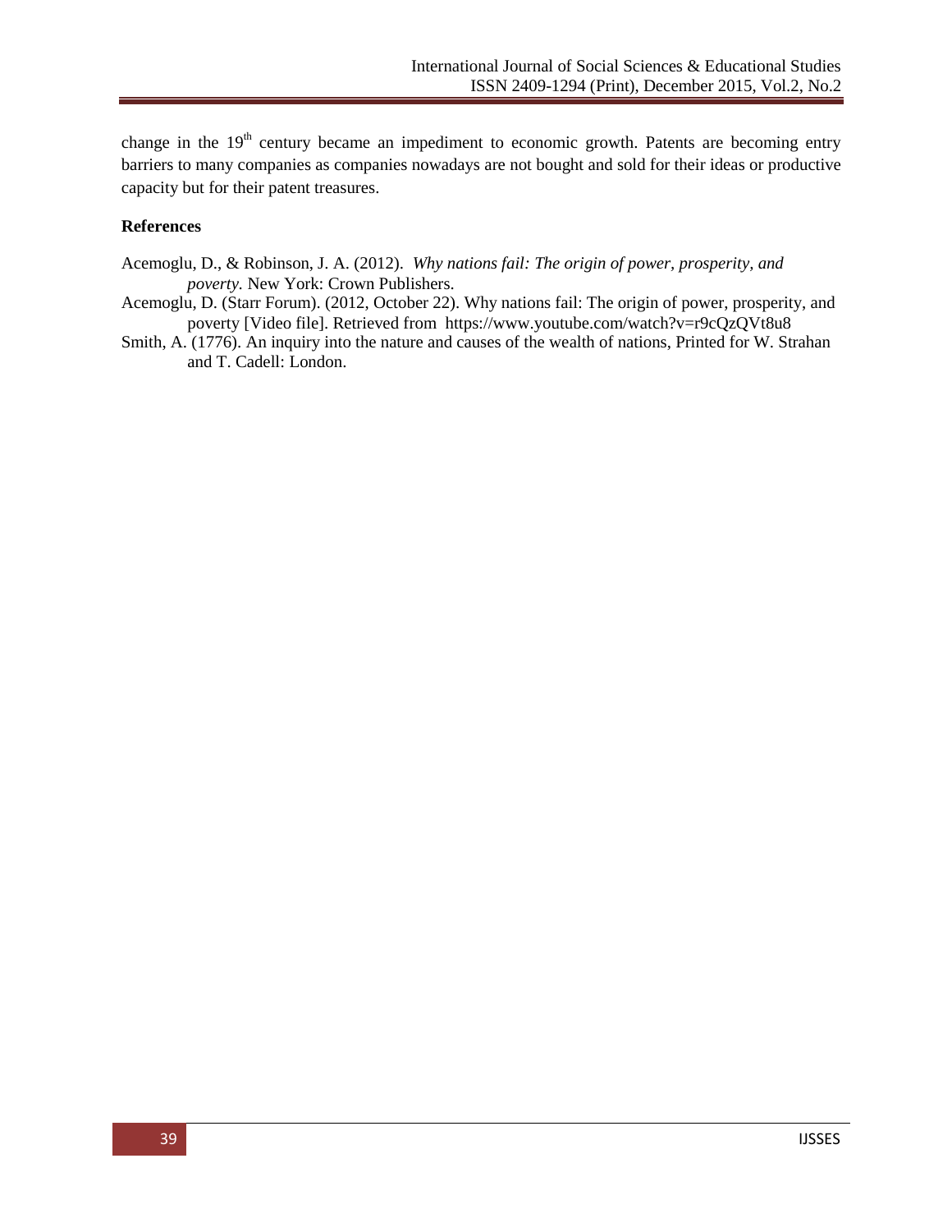change in the 19th century became an impediment to economic growth. Patents are becoming entry barriers to many companies as companies nowadays are not bought and sold for their ideas or productive capacity but for their patent treasures.

**References**

Acemoglu, D., & Robinson, J. A. (2012). *Why nations fail: The origin of power, prosperity, and poverty.* New York: Crown Publishers.

Acemoglu, D. (Starr Forum). (2012, October 22). Why nations fail: The origin of power, prosperity, and poverty [Video file]. Retrieved from https://www.youtube.com/watch?v=r9cQzQVt8u8

Smith, A. (1776). An inquiry into the nature and causes of the wealth of nations, Printed for W. Strahan and T. Cadell: London.